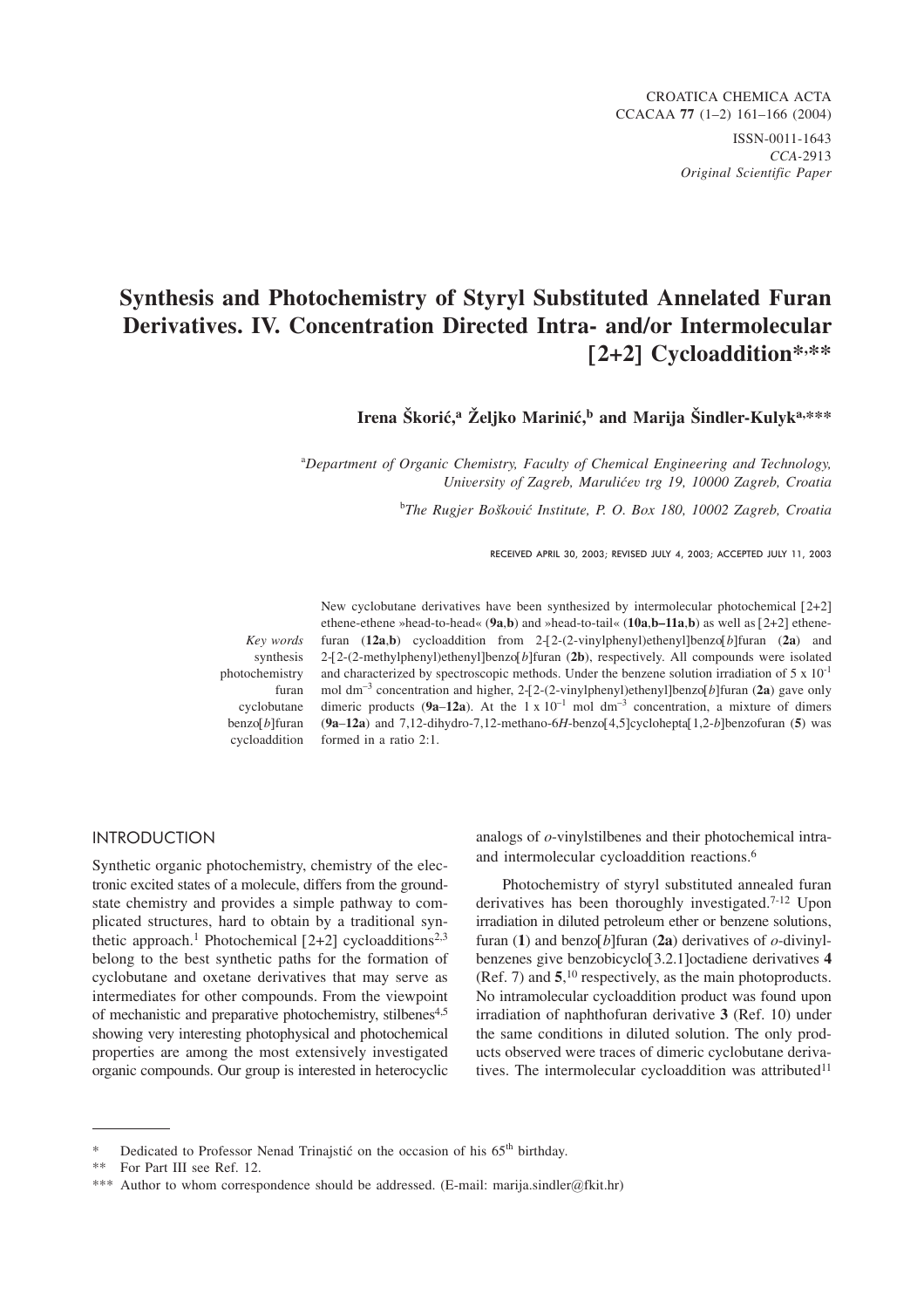# Synthesis and Photochemistry of Styryl Substituted Annelated Furan Derivatives. IV. Concentration Directed Intra- and/or Intermolecular [2+2] Cycloaddition*,**

**Irena Škorić,[a] Željko Marinić,[b] and Marija Šindler-Kulyk[a,]***

[a]*Department of Organic Chemistry, Faculty of Chemical Engineering and Technology, University of Zagreb, Marulićev trg 19, 10000 Zagreb, Croatia*

[b]*The Rugjer Bošković Institute, P. O. Box 180, 10002 Zagreb, Croatia*

RECEIVED APRIL 30, 2003; REVISED JULY 4, 2003; ACCEPTED JULY 11, 2003

*Key words*
synthesis
photochemistry
furan
cyclobutane
benzo[*b*]furan
cycloaddition

New cyclobutane derivatives have been synthesized by intermolecular photochemical [2+2] ethene-ethene »head-to-head« (**9a**,**b**) and »head-to-tail« (**10a**,**b–11a**,**b**) as well as [2+2] ethene-furan (**12a**,**b**) cycloaddition from 2-[2-(2-vinylphenyl)ethenyl]benzo[*b*]furan (**2a**) and 2-[2-(2-methylphenyl)ethenyl]benzo[*b*]furan (**2b**), respectively. All compounds were isolated and characterized by spectroscopic methods. Under the benzene solution irradiation of 5 x $10^{-1}$ mol $dm^{-3}$ concentration and higher, 2-[2-(2-vinylphenyl)ethenyl]benzo[*b*]furan (**2a**) gave only dimeric products (**9a–12a**). At the 1 x $10^{-1}$ mol $dm^{-3}$ concentration, a mixture of dimers (**9a–12a**) and 7,12-dihydro-7,12-methano-6*H*-benzo[4,5]cyclohepta[1,2-*b*]benzofuran (**5**) was formed in a ratio 2:1.

## INTRODUCTION

Synthetic organic photochemistry, chemistry of the electronic excited states of a molecule, differs from the ground-state chemistry and provides a simple pathway to complicated structures, hard to obtain by a traditional synthetic approach.[1] Photochemical [2+2] cycloadditions[2,3] belong to the best synthetic paths for the formation of cyclobutane and oxetane derivatives that may serve as intermediates for other compounds. From the viewpoint of mechanistic and preparative photochemistry, stilbenes[4,5] showing very interesting photophysical and photochemical properties are among the most extensively investigated organic compounds. Our group is interested in heterocyclic analogs of *o*-vinylstilbenes and their photochemical intra- and intermolecular cycloaddition reactions.[6]

Photochemistry of styryl substituted annealed furan derivatives has been thoroughly investigated.[7-12] Upon irradiation in diluted petroleum ether or benzene solutions, furan (**1**) and benzo[*b*]furan (**2a**) derivatives of *o*-divinylbenzenes give benzobicyclo[3.2.1]octadiene derivatives **4** (Ref. 7) and **5**,[10] respectively, as the main photoproducts. No intramolecular cycloaddition product was found upon irradiation of naphthofuran derivative **3** (Ref. 10) under the same conditions in diluted solution. The only products observed were traces of dimeric cyclobutane derivatives. The intermolecular cycloaddition was attributed[11]

---

\* Dedicated to Professor Nenad Trinajstić on the occasion of his 65[th] birthday.

\*\* For Part III see Ref. 12.

\*\*\* Author to whom correspondence should be addressed. (E-mail: marija.sindler@fkit.hr)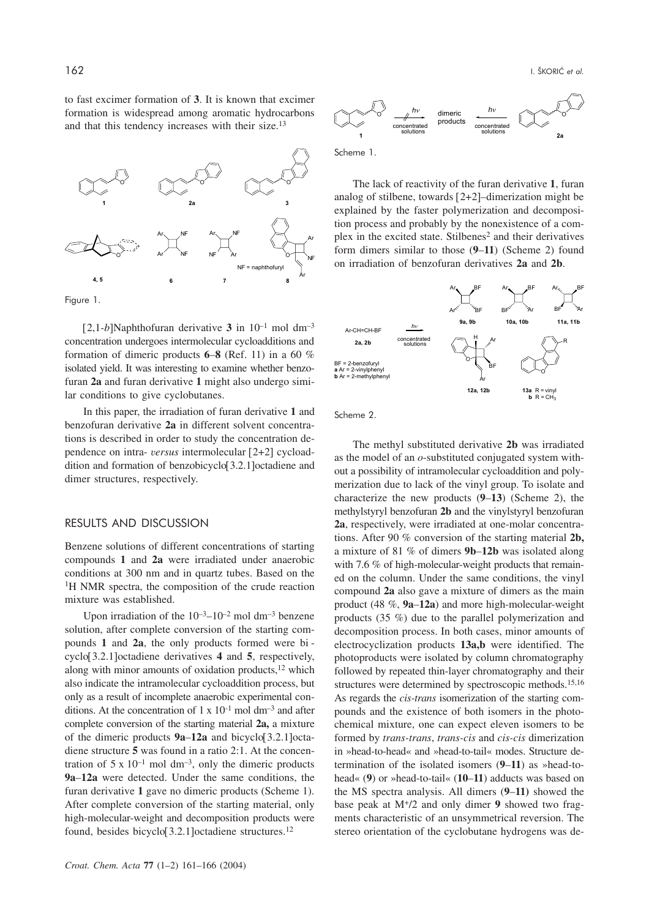to fast excimer formation of **3**. It is known that excimer formation is widespread among aromatic hydrocarbons and that this tendency increases with their size.[13]

Figure 1.

[2,1-*b*]Naphthofuran derivative **3** in $10^{-1}$ mol dm$^{-3}$ concentration undergoes intermolecular cycloadditions and formation of dimeric products **6**–**8** (Ref. 11) in a 60 % isolated yield. It was interesting to examine whether benzofuran **2a** and furan derivative **1** might also undergo similar conditions to give cyclobutanes.

In this paper, the irradiation of furan derivative **1** and benzofuran derivative **2a** in different solvent concentrations is described in order to study the concentration dependence on intra- *versus* intermolecular [2+2] cycloaddition and formation of benzobicyclo[3.2.1]octadiene and dimer structures, respectively.

## RESULTS AND DISCUSSION

Benzene solutions of different concentrations of starting compounds **1** and **2a** were irradiated under anaerobic conditions at 300 nm and in quartz tubes. Based on the $^1$H NMR spectra, the composition of the crude reaction mixture was established.

Upon irradiation of the $10^{-3}$–$10^{-2}$ mol dm$^{-3}$ benzene solution, after complete conversion of the starting compounds **1** and **2a**, the only products formed were bicyclo[3.2.1]octadiene derivatives **4** and **5**, respectively, along with minor amounts of oxidation products,[12] which also indicate the intramolecular cycloaddition process, but only as a result of incomplete anaerobic experimental conditions. At the concentration of $1 \times 10^{-1}$ mol dm$^{-3}$ and after complete conversion of the starting material **2a,** a mixture of the dimeric products **9a**–**12a** and bicyclo[3.2.1]octadiene structure **5** was found in a ratio 2:1. At the concentration of $5 \times 10^{-1}$ mol dm$^{-3}$, only the dimeric products **9a**–**12a** were detected. Under the same conditions, the furan derivative **1** gave no dimeric products (Scheme 1). After complete conversion of the starting material, only high-molecular-weight and decomposition products were found, besides bicyclo[3.2.1]octadiene structures.[12]

Scheme 1.

The lack of reactivity of the furan derivative **1**, furan analog of stilbene, towards [2+2]–dimerization might be explained by the faster polymerization and decomposition process and probably by the nonexistence of a complex in the excited state. Stilbenes[2] and their derivatives form dimers similar to those (**9**–**11**) (Scheme 2) found on irradiation of benzofuran derivatives **2a** and **2b**.

Scheme 2.

The methyl substituted derivative **2b** was irradiated as the model of an *o*-substituted conjugated system without a possibility of intramolecular cycloaddition and polymerization due to lack of the vinyl group. To isolate and characterize the new products (**9**–**13**) (Scheme 2), the methylstyryl benzofuran **2b** and the vinylstyryl benzofuran **2a**, respectively, were irradiated at one-molar concentrations. After 90 % conversion of the starting material **2b,** a mixture of 81 % of dimers **9b**–**12b** was isolated along with 7.6 % of high-molecular-weight products that remained on the column. Under the same conditions, the vinyl compound **2a** also gave a mixture of dimers as the main product (48 %, **9a**–**12a**) and more high-molecular-weight products (35 %) due to the parallel polymerization and decomposition process. In both cases, minor amounts of electrocyclization products **13a,b** were identified. The photoproducts were isolated by column chromatography followed by repeated thin-layer chromatography and their structures were determined by spectroscopic methods.[15,16] As regards the *cis-trans* isomerization of the starting compounds and the existence of both isomers in the photochemical mixture, one can expect eleven isomers to be formed by *trans-trans*, *trans-cis* and *cis-cis* dimerization in »head-to-head« and »head-to-tail« modes. Structure determination of the isolated isomers (**9**–**11**) as »head-to-head« (**9**) or »head-to-tail« (**10**–**11**) adducts was based on the MS spectra analysis. All dimers (**9**–**11**) showed the base peak at M$^+$/2 and only dimer **9** showed two fragments characteristic of an unsymmetrical reversion. The stereo orientation of the cyclobutane hydrogens was de-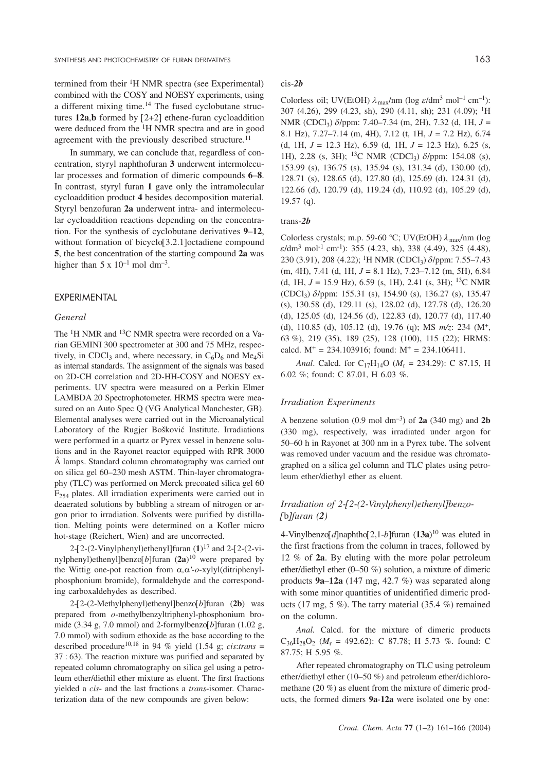termined from their $^1$H NMR spectra (see Experimental) combined with the COSY and NOESY experiments, using a different mixing time.[14] The fused cyclobutane structures **12a**,**b** formed by [2+2] ethene-furan cycloaddition were deduced from the $^1$H NMR spectra and are in good agreement with the previously described structure.[11]

In summary, we can conclude that, regardless of concentration, styryl naphthofuran **3** underwent intermolecular processes and formation of dimeric compounds **6**–**8**. In contrast, styryl furan **1** gave only the intramolecular cycloaddition product **4** besides decomposition material. Styryl benzofuran **2a** underwent intra- and intermolecular cycloaddition reactions depending on the concentration. For the synthesis of cyclobutane derivatives **9**–**12**, without formation of bicyclo[3.2.1]octadiene compound **5**, the best concentration of the starting compound **2a** was higher than $5 \times 10^{-1}$ mol dm$^{-3}$.

## EXPERIMENTAL

### *General*

The $^1$H NMR and $^{13}$C NMR spectra were recorded on a Varian GEMINI 300 spectrometer at 300 and 75 MHz, respectively, in $CDCl_3$ and, where necessary, in $C_6D_6$ and $Me_4Si$ as internal standards. The assignment of the signals was based on 2D-CH correlation and 2D-HH-COSY and NOESY experiments. UV spectra were measured on a Perkin Elmer LAMBDA 20 Spectrophotometer. HRMS spectra were measured on an Auto Spec Q (VG Analytical Manchester, GB). Elemental analyses were carried out in the Microanalytical Laboratory of the Rugjer Bošković Institute. Irradiations were performed in a quartz or Pyrex vessel in benzene solutions and in the Rayonet reactor equipped with RPR 3000 Å lamps. Standard column chromatography was carried out on silica gel 60–230 mesh ASTM. Thin-layer chromatography (TLC) was performed on Merck precoated silica gel 60 $F_{254}$ plates. All irradiation experiments were carried out in deaerated solutions by bubbling a stream of nitrogen or argon prior to irradiation. Solvents were purified by distillation. Melting points were determined on a Kofler micro hot-stage (Reichert, Wien) and are uncorrected.

2-[2-(2-Vinylphenyl)ethenyl]furan (**1**)[17] and 2-[2-(2-vinylphenyl)ethenyl]benzo[*b*]furan (**2a**)[10] were prepared by the Wittig one-pot reaction from $\alpha,\alpha'$-*o*-xylyl(ditriphenylphosphonium bromide), formaldehyde and the corresponding carboxaldehydes as described.

2-[2-(Methylphenyl)ethenyl]benzo[*b*]furan (**2b**) was prepared from *o*-methylbenzyltriphenyl-phosphonium bromide (3.34 g, 7.0 mmol) and 2-formylbenzo[*b*]furan (1.02 g, 7.0 mmol) with sodium ethoxide as the base according to the described procedure[10,18] in 94 % yield (1.54 g; *cis*:*trans* = 37 : 63). The reaction mixture was purified and separated by repeated column chromatography on silica gel using a petroleum ether/diethil ether mixture as eluent. The first fractions yielded a *cis*- and the last fractions a *trans*-isomer. Characterization data of the new compounds are given below:

#### cis-*2b*

Colorless oil; UV(EtOH) $\lambda_{max}$/nm (log $\varepsilon$/dm$^3$ mol$^{-1}$ cm$^{-1}$): 307 (4.26), 299 (4.23, sh), 290 (4.11, sh); 231 (4.09); $^1$H NMR ($CDCl_3$) $\delta$/ppm: 7.40–7.34 (m, 2H), 7.32 (d, 1H, $J$ = 8.1 Hz), 7.27–7.14 (m, 4H), 7.12 (t, 1H, $J$ = 7.2 Hz), 6.74 (d, 1H, $J$ = 12.3 Hz), 6.59 (d, 1H, $J$ = 12.3 Hz), 6.25 (s, 1H), 2.28 (s, 3H); $^{13}$C NMR ($CDCl_3$) $\delta$/ppm: 154.08 (s), 153.99 (s), 136.75 (s), 135.94 (s), 131.34 (d), 130.00 (d), 128.71 (s), 128.65 (d), 127.80 (d), 125.69 (d), 124.31 (d), 122.66 (d), 120.79 (d), 119.24 (d), 110.92 (d), 105.29 (d), 19.57 (q).

#### trans-*2b*

Colorless crystals; m.p. 59-60 °C; UV(EtOH) $\lambda_{max}$/nm (log $\varepsilon$/dm$^3$ mol$^{-1}$ cm$^{-1}$): 355 (4.23, sh), 338 (4.49), 325 (4.48), 230 (3.91), 208 (4.22); $^1$H NMR ($CDCl_3$) $\delta$/ppm: 7.55–7.43 (m, 4H), 7.41 (d, 1H, $J$ = 8.1 Hz), 7.23–7.12 (m, 5H), 6.84 (d, 1H, $J$ = 15.9 Hz), 6.59 (s, 1H), 2.41 (s, 3H); $^{13}$C NMR ($CDCl_3$) $\delta$/ppm: 155.31 (s), 154.90 (s), 136.27 (s), 135.47 (s), 130.58 (d), 129.11 (s), 128.02 (d), 127.78 (d), 126.20 (d), 125.05 (d), 124.56 (d), 122.83 (d), 120.77 (d), 117.40 (d), 110.85 (d), 105.12 (d), 19.76 (q); MS *m/z*: 234 (M$^+$, 63 %), 219 (35), 189 (25), 128 (100), 115 (22); HRMS: calcd. M$^+$ = 234.103916; found: M$^+$ = 234.106411.

*Anal.* Calcd. for $C_{17}H_{14}O$ ($M_r$ = 234.29): C 87.15, H 6.02 %; found: C 87.01, H 6.03 %.

### *Irradiation Experiments*

A benzene solution (0.9 mol dm$^{-3}$) of **2a** (340 mg) and **2b** (330 mg), respectively, was irradiated under argon for 50–60 h in Rayonet at 300 nm in a Pyrex tube. The solvent was removed under vacuum and the residue was chromatographed on a silica gel column and TLC plates using petroleum ether/diethyl ether as eluent.

### *Irradiation of 2-[2-(2-Vinylphenyl)ethenyl]benzo-[b]furan (2)*

4-Vinylbenzo[*d*]naphtho[2,1-*b*]furan (**13a**)[10] was eluted in the first fractions from the column in traces, followed by 12 % of **2a**. By eluting with the more polar petroleum ether/diethyl ether (0–50 %) solution, a mixture of dimeric products **9a**–**12a** (147 mg, 42.7 %) was separated along with some minor quantities of unidentified dimeric products (17 mg, 5 %). The tarry material (35.4 %) remained on the column.

*Anal.* Calcd. for the mixture of dimeric products $C_{36}H_{28}O_2$ ($M_r$ = 492.62): C 87.78; H 5.73 %. found: C 87.75; H 5.95 %.

After repeated chromatography on TLC using petroleum ether/diethyl ether (10–50 %) and petroleum ether/dichloromethane (20 %) as eluent from the mixture of dimeric products, the formed dimers **9a**-**12a** were isolated one by one: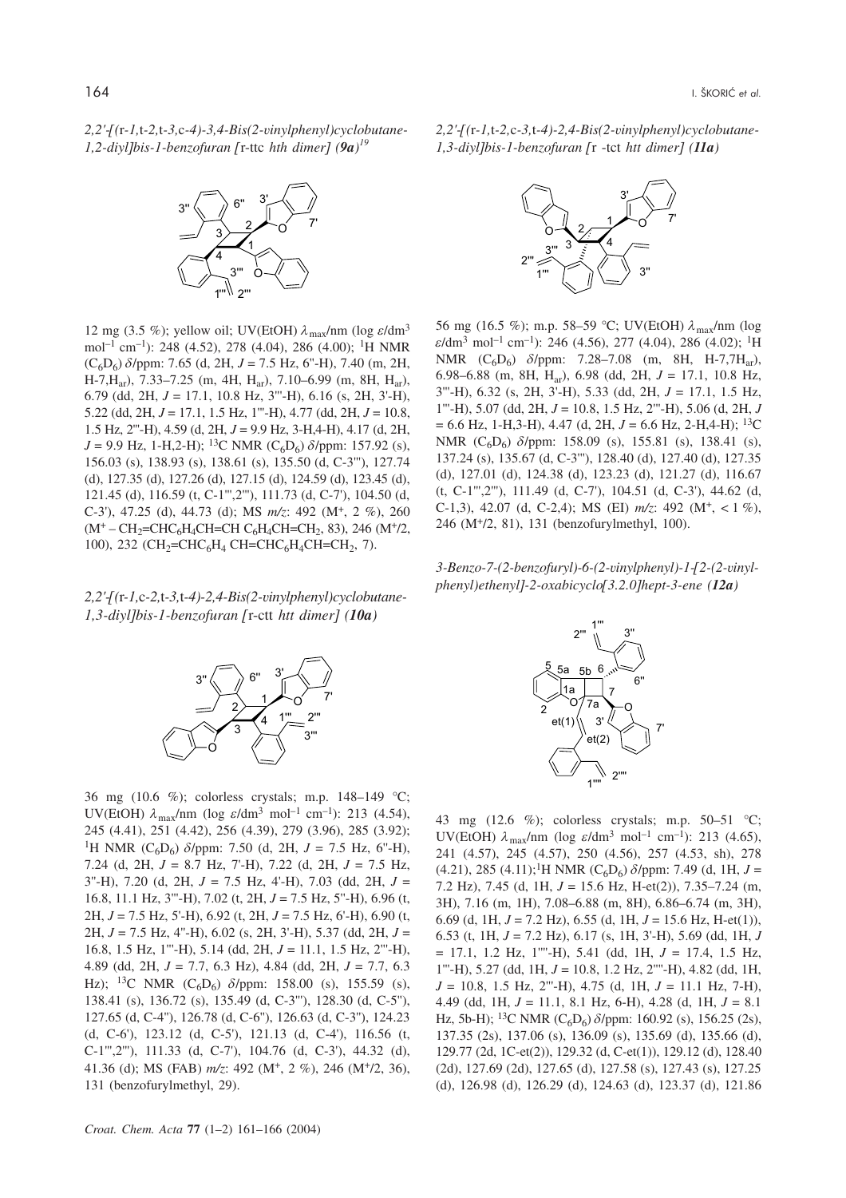*2,2'-[(r-1,t-2,t-3,c-4)-3,4-Bis(2-vinylphenyl)cyclobutane-1,2-diyl]bis-1-benzofuran [r-ttc hth dimer] (**9a**)*[19]

12 mg (3.5 %); yellow oil; UV(EtOH) $\lambda_{max}$/nm (log $\varepsilon$/dm$^3$ mol$^{-1}$ cm$^{-1}$): 248 (4.52), 278 (4.04), 286 (4.00); $^1$H NMR ($C_6D_6$) $\delta$/ppm: 7.65 (d, 2H, $J$ = 7.5 Hz, 6''-H), 7.40 (m, 2H, H-7,H$_{ar}$), 7.33–7.25 (m, 4H, H$_{ar}$), 7.10–6.99 (m, 8H, H$_{ar}$), 6.79 (dd, 2H, $J$ = 17.1, 10.8 Hz, 3'''-H), 6.16 (s, 2H, 3'-H), 5.22 (dd, 2H, $J$ = 17.1, 1.5 Hz, 1'''-H), 4.77 (dd, 2H, $J$ = 10.8, 1.5 Hz, 2'''-H), 4.59 (d, 2H, $J$ = 9.9 Hz, 3-H,4-H), 4.17 (d, 2H, $J$ = 9.9 Hz, 1-H,2-H); $^{13}$C NMR ($C_6D_6$) $\delta$/ppm: 157.92 (s), 156.03 (s), 138.93 (s), 138.61 (s), 135.50 (d, C-3'''), 127.74 (d), 127.35 (d), 127.26 (d), 127.15 (d), 124.59 (d), 123.45 (d), 121.45 (d), 116.59 (t, C-1''',2'''), 111.73 (d, C-7'), 104.50 (d, C-3'), 47.25 (d), 44.73 (d); MS $m/z$: 492 (M$^+$, 2 %), 260 (M$^+$ – CH$_2$=CHC$_6$H$_4$CH=CH C$_6$H$_4$CH=CH$_2$, 83), 246 (M$^+$/2, 100), 232 (CH$_2$=CHC$_6$H$_4$ CH=CHC$_6$H$_4$CH=CH$_2$, 7).

*2,2'-[(r-1,c-2,t-3,t-4)-2,4-Bis(2-vinylphenyl)cyclobutane-1,3-diyl]bis-1-benzofuran [r-ctt htt dimer] (**10a**)*

36 mg (10.6 %); colorless crystals; m.p. 148–149 °C; UV(EtOH) $\lambda_{max}$/nm (log $\varepsilon$/dm$^3$ mol$^{-1}$ cm$^{-1}$): 213 (4.54), 245 (4.41), 251 (4.42), 256 (4.39), 279 (3.96), 285 (3.92); $^1$H NMR ($C_6D_6$) $\delta$/ppm: 7.50 (d, 2H, $J$ = 7.5 Hz, 6''-H), 7.24 (d, 2H, $J$ = 8.7 Hz, 7'-H), 7.22 (d, 2H, $J$ = 7.5 Hz, 3''-H), 7.20 (d, 2H, $J$ = 7.5 Hz, 4'-H), 7.03 (dd, 2H, $J$ = 16.8, 11.1 Hz, 3'''-H), 7.02 (t, 2H, $J$ = 7.5 Hz, 5''-H), 6.96 (t, 2H, $J$ = 7.5 Hz, 5'-H), 6.92 (t, 2H, $J$ = 7.5 Hz, 6'-H), 6.90 (t, 2H, $J$ = 7.5 Hz, 4''-H), 6.02 (s, 2H, 3'-H), 5.37 (dd, 2H, $J$ = 16.8, 1.5 Hz, 1'''-H), 5.14 (dd, 2H, $J$ = 11.1, 1.5 Hz, 2'''-H), 4.89 (dd, 2H, $J$ = 7.7, 6.3 Hz), 4.84 (dd, 2H, $J$ = 7.7, 6.3 Hz); $^{13}$C NMR ($C_6D_6$) $\delta$/ppm: 158.00 (s), 155.59 (s), 138.41 (s), 136.72 (s), 135.49 (d, C-3'''), 128.30 (d, C-5''), 127.65 (d, C-4''), 126.78 (d, C-6''), 126.63 (d, C-3''), 124.23 (d, C-6'), 123.12 (d, C-5'), 121.13 (d, C-4'), 116.56 (t, C-1''',2'''), 111.33 (d, C-7'), 104.76 (d, C-3'), 44.32 (d), 41.36 (d); MS (FAB) $m/z$: 492 (M$^+$, 2 %), 246 (M$^+$/2, 36), 131 (benzofurylmethyl, 29).

*2,2'-[(r-1,t-2,c-3,t-4)-2,4-Bis(2-vinylphenyl)cyclobutane-1,3-diyl]bis-1-benzofuran [r -tct htt dimer] (**11a**)*

56 mg (16.5 %); m.p. 58–59 °C; UV(EtOH) $\lambda_{max}$/nm (log $\varepsilon$/dm$^3$ mol$^{-1}$ cm$^{-1}$): 246 (4.56), 277 (4.04), 286 (4.02); $^1$H NMR ($C_6D_6$) $\delta$/ppm: 7.28–7.08 (m, 8H, H-7,7H$_{ar}$), 6.98–6.88 (m, 8H, H$_{ar}$), 6.98 (dd, 2H, $J$ = 17.1, 10.8 Hz, 3'''-H), 6.32 (s, 2H, 3'-H), 5.33 (dd, 2H, $J$ = 17.1, 1.5 Hz, 1'''-H), 5.07 (dd, 2H, $J$ = 10.8, 1.5 Hz, 2'''-H), 5.06 (d, 2H, $J$ = 6.6 Hz, 1-H,3-H), 4.47 (d, 2H, $J$ = 6.6 Hz, 2-H,4-H); $^{13}$C NMR ($C_6D_6$) $\delta$/ppm: 158.09 (s), 155.81 (s), 138.41 (s), 137.24 (s), 135.67 (d, C-3'''), 128.40 (d), 127.40 (d), 127.35 (d), 127.01 (d), 124.38 (d), 123.23 (d), 121.27 (d), 116.67 (t, C-1''',2'''), 111.49 (d, C-7'), 104.51 (d, C-3'), 44.62 (d, C-1,3), 42.07 (d, C-2,4); MS (EI) $m/z$: 492 (M$^+$, < 1 %), 246 (M$^+$/2, 81), 131 (benzofurylmethyl, 100).

*3-Benzo-7-(2-benzofuryl)-6-(2-vinylphenyl)-1-[2-(2-vinylphenyl)ethenyl]-2-oxabicyclo[3.2.0]hept-3-ene (**12a**)*

43 mg (12.6 %); colorless crystals; m.p. 50–51 °C; UV(EtOH) $\lambda_{max}$/nm (log $\varepsilon$/dm$^3$ mol$^{-1}$ cm$^{-1}$): 213 (4.65), 241 (4.57), 245 (4.57), 250 (4.56), 257 (4.53, sh), 278 (4.21), 285 (4.11); $^1$H NMR ($C_6D_6$) $\delta$/ppm: 7.49 (d, 1H, $J$ = 7.2 Hz), 7.45 (d, 1H, $J$ = 15.6 Hz, H-et(2)), 7.35–7.24 (m, 3H), 7.16 (m, 1H), 7.08–6.88 (m, 8H), 6.86–6.74 (m, 3H), 6.69 (d, 1H, $J$ = 7.2 Hz), 6.55 (d, 1H, $J$ = 15.6 Hz, H-et(1)), 6.53 (t, 1H, $J$ = 7.2 Hz), 6.17 (s, 1H, 3'-H), 5.69 (dd, 1H, $J$ = 17.1, 1.2 Hz, 1''''-H), 5.41 (dd, 1H, $J$ = 17.4, 1.5 Hz, 1'''-H), 5.27 (dd, 1H, $J$ = 10.8, 1.2 Hz, 2''''-H), 4.82 (dd, 1H, $J$ = 10.8, 1.5 Hz, 2'''-H), 4.75 (d, 1H, $J$ = 11.1 Hz, 7-H), 4.49 (dd, 1H, $J$ = 11.1, 8.1 Hz, 6-H), 4.28 (d, 1H, $J$ = 8.1 Hz, 5b-H); $^{13}$C NMR ($C_6D_6$) $\delta$/ppm: 160.92 (s), 156.25 (2s), 137.35 (2s), 137.06 (s), 136.09 (s), 135.69 (d), 135.66 (d), 129.77 (2d, 1C-et(2)), 129.32 (d, C-et(1)), 129.12 (d), 128.40 (2d), 127.69 (2d), 127.65 (d), 127.58 (s), 127.43 (s), 127.25 (d), 126.98 (d), 126.29 (d), 124.63 (d), 123.37 (d), 121.86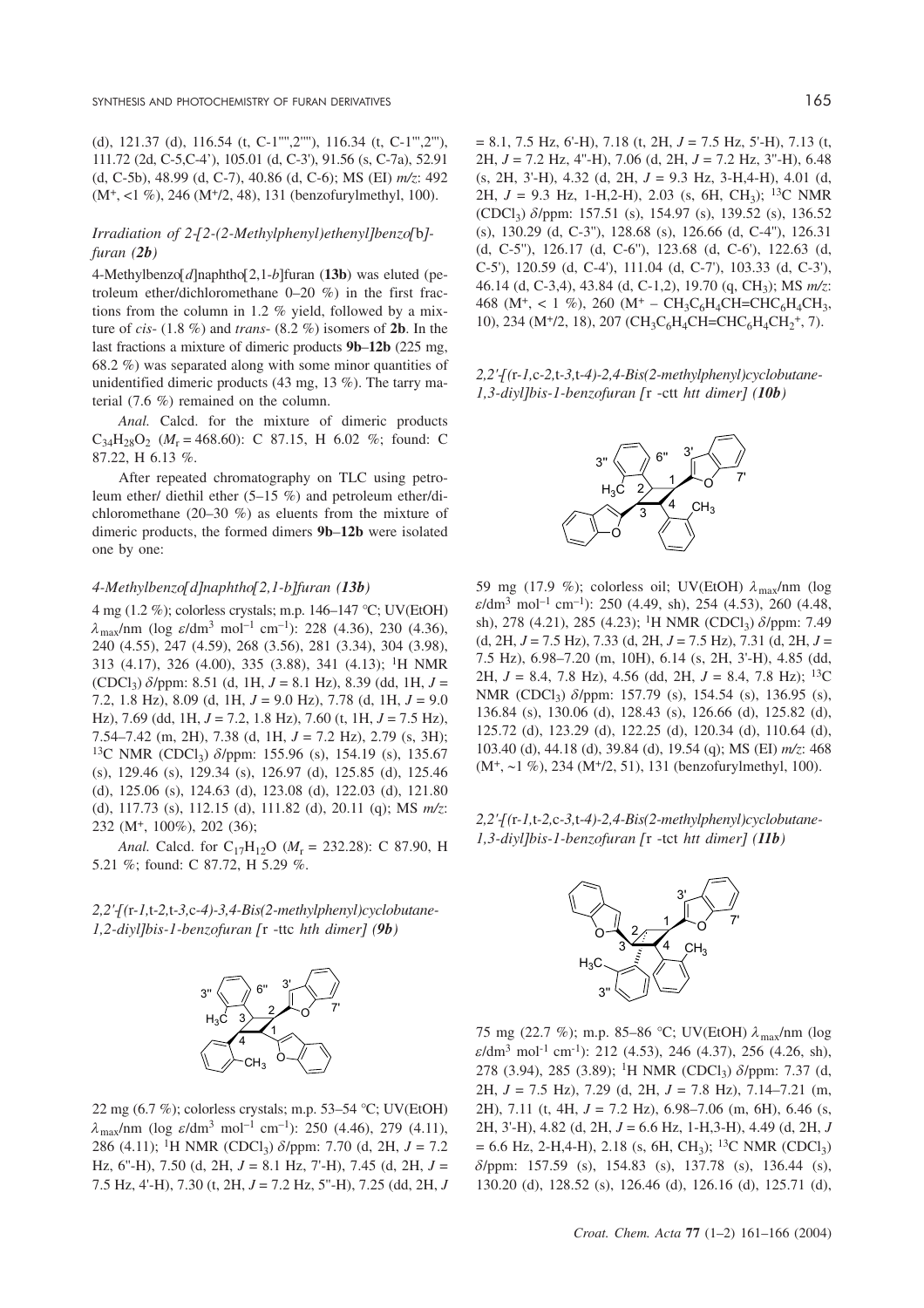(d), 121.37 (d), 116.54 (t, C-1'''',2''''), 116.34 (t, C-1''',2'''), 111.72 (2d, C-5,C-4'), 105.01 (d, C-3'), 91.56 (s, C-7a), 52.91 (d, C-5b), 48.99 (d, C-7), 40.86 (d, C-6); MS (EI) *m/z*: 492 ($M^+$, <1 %), 246 ($M^+$/2, 48), 131 (benzofurylmethyl, 100).

### *Irradiation of 2-[2-(2-Methylphenyl)ethenyl]benzo[*b*]furan (2b)*

4-Methylbenzo[*d*]naphtho[2,1-*b*]furan (**13b**) was eluted (petroleum ether/dichloromethane 0–20 %) in the first fractions from the column in 1.2 % yield, followed by a mixture of *cis*- (1.8 %) and *trans*- (8.2 %) isomers of **2b**. In the last fractions a mixture of dimeric products **9b**–**12b** (225 mg, 68.2 %) was separated along with some minor quantities of unidentified dimeric products (43 mg, 13 %). The tarry material (7.6 %) remained on the column.

*Anal.* Calcd. for the mixture of dimeric products $C_{34}H_{28}O_2$ ($M_r$ = 468.60): C 87.15, H 6.02 %; found: C 87.22, H 6.13 %.

After repeated chromatography on TLC using petroleum ether/ diethil ether (5–15 %) and petroleum ether/dichloromethane (20–30 %) as eluents from the mixture of dimeric products, the formed dimers **9b**–**12b** were isolated one by one:

### *4-Methylbenzo[d]naphtho[2,1-b]furan (13b)*

4 mg (1.2 %); colorless crystals; m.p. 146–147 °C; UV(EtOH) $\lambda_{max}$/nm (log $\varepsilon$/dm$^3$ mol$^{-1}$ cm$^{-1}$): 228 (4.36), 230 (4.36), 240 (4.55), 247 (4.59), 268 (3.56), 281 (3.34), 304 (3.98), 313 (4.17), 326 (4.00), 335 (3.88), 341 (4.13); $^1$H NMR (CDCl$_3$) $\delta$/ppm: 8.51 (d, 1H, *J* = 8.1 Hz), 8.39 (dd, 1H, *J* = 7.2, 1.8 Hz), 8.09 (d, 1H, *J* = 9.0 Hz), 7.78 (d, 1H, *J* = 9.0 Hz), 7.69 (dd, 1H, *J* = 7.2, 1.8 Hz), 7.60 (t, 1H, *J* = 7.5 Hz), 7.54–7.42 (m, 2H), 7.38 (d, 1H, *J* = 7.2 Hz), 2.79 (s, 3H); $^{13}$C NMR (CDCl$_3$) $\delta$/ppm: 155.96 (s), 154.19 (s), 135.67 (s), 129.46 (s), 129.34 (s), 126.97 (d), 125.85 (d), 125.46 (d), 125.06 (s), 124.63 (d), 123.08 (d), 122.03 (d), 121.80 (d), 117.73 (s), 112.15 (d), 111.82 (d), 20.11 (q); MS *m/z*: 232 ($M^+$, 100%), 202 (36);

*Anal.* Calcd. for $C_{17}H_{12}O$ ($M_r$ = 232.28): C 87.90, H 5.21 %; found: C 87.72, H 5.29 %.

### *2,2'-[(*r*-1,*t*-2,*t*-3,*c*-4)-3,4-Bis(2-methylphenyl)cyclobutane-1,2-diyl]bis-1-benzofuran [*r*-ttc hth dimer] (9b)*

22 mg (6.7 %); colorless crystals; m.p. 53–54 °C; UV(EtOH) $\lambda_{max}$/nm (log $\varepsilon$/dm$^3$ mol$^{-1}$ cm$^{-1}$): 250 (4.46), 279 (4.11), 286 (4.11); $^1$H NMR (CDCl$_3$) $\delta$/ppm: 7.70 (d, 2H, *J* = 7.2 Hz, 6''-H), 7.50 (d, 2H, *J* = 8.1 Hz, 7'-H), 7.45 (d, 2H, *J* = 7.5 Hz, 4'-H), 7.30 (t, 2H, *J* = 7.2 Hz, 5''-H), 7.25 (dd, 2H, *J* = 8.1, 7.5 Hz, 6'-H), 7.18 (t, 2H, *J* = 7.5 Hz, 5'-H), 7.13 (t, 2H, *J* = 7.2 Hz, 4''-H), 7.06 (d, 2H, *J* = 7.2 Hz, 3''-H), 6.48 (s, 2H, 3'-H), 4.32 (d, 2H, *J* = 9.3 Hz, 3-H,4-H), 4.01 (d, 2H, *J* = 9.3 Hz, 1-H,2-H), 2.03 (s, 6H, CH$_3$); $^{13}$C NMR (CDCl$_3$) $\delta$/ppm: 157.51 (s), 154.97 (s), 139.52 (s), 136.52 (s), 130.29 (d, C-3''), 128.68 (s), 126.66 (d, C-4''), 126.31 (d, C-5''), 126.17 (d, C-6''), 123.68 (d, C-6'), 122.63 (d, C-5'), 120.59 (d, C-4'), 111.04 (d, C-7'), 103.33 (d, C-3'), 46.14 (d, C-3,4), 43.84 (d, C-1,2), 19.70 (q, CH$_3$); MS *m/z*: 468 ($M^+$, < 1 %), 260 ($M^+$ – $CH_3C_6H_4CH{=}CHC_6H_4CH_3$, 10), 234 ($M^+$/2, 18), 207 ($CH_3C_6H_4CH{=}CHC_6H_4CH_2^+$, 7).

### *2,2'-[(*r*-1,*c*-2,*t*-3,*t*-4)-2,4-Bis(2-methylphenyl)cyclobutane-1,3-diyl]bis-1-benzofuran [*r*-ctt htt dimer] (10b)*

59 mg (17.9 %); colorless oil; UV(EtOH) $\lambda_{max}$/nm (log $\varepsilon$/dm$^3$ mol$^{-1}$ cm$^{-1}$): 250 (4.49, sh), 254 (4.53), 260 (4.48, sh), 278 (4.21), 285 (4.23); $^1$H NMR (CDCl$_3$) $\delta$/ppm: 7.49 (d, 2H, *J* = 7.5 Hz), 7.33 (d, 2H, *J* = 7.5 Hz), 7.31 (d, 2H, *J* = 7.5 Hz), 6.98–7.20 (m, 10H), 6.14 (s, 2H, 3'-H), 4.85 (dd, 2H, *J* = 8.4, 7.8 Hz), 4.56 (dd, 2H, *J* = 8.4, 7.8 Hz); $^{13}$C NMR (CDCl$_3$) $\delta$/ppm: 157.79 (s), 154.54 (s), 136.95 (s), 136.84 (s), 130.06 (d), 128.43 (s), 126.66 (d), 125.82 (d), 125.72 (d), 123.29 (d), 122.25 (d), 120.34 (d), 110.64 (d), 103.40 (d), 44.18 (d), 39.84 (d), 19.54 (q); MS (EI) *m/z*: 468 ($M^+$, ~1 %), 234 ($M^+$/2, 51), 131 (benzofurylmethyl, 100).

### *2,2'-[(*r*-1,*t*-2,*c*-3,*t*-4)-2,4-Bis(2-methylphenyl)cyclobutane-1,3-diyl]bis-1-benzofuran [*r*-tct htt dimer] (11b)*

75 mg (22.7 %); m.p. 85–86 °C; UV(EtOH) $\lambda_{max}$/nm (log $\varepsilon$/dm$^3$ mol$^{-1}$ cm$^{-1}$): 212 (4.53), 246 (4.37), 256 (4.26, sh), 278 (3.94), 285 (3.89); $^1$H NMR (CDCl$_3$) $\delta$/ppm: 7.37 (d, 2H, *J* = 7.5 Hz), 7.29 (d, 2H, *J* = 7.8 Hz), 7.14–7.21 (m, 2H), 7.11 (t, 4H, *J* = 7.2 Hz), 6.98–7.06 (m, 6H), 6.46 (s, 2H, 3'-H), 4.82 (d, 2H, *J* = 6.6 Hz, 1-H,3-H), 4.49 (d, 2H, *J* = 6.6 Hz, 2-H,4-H), 2.18 (s, 6H, CH$_3$); $^{13}$C NMR (CDCl$_3$) $\delta$/ppm: 157.59 (s), 154.83 (s), 137.78 (s), 136.44 (s), 130.20 (d), 128.52 (s), 126.46 (d), 126.16 (d), 125.71 (d),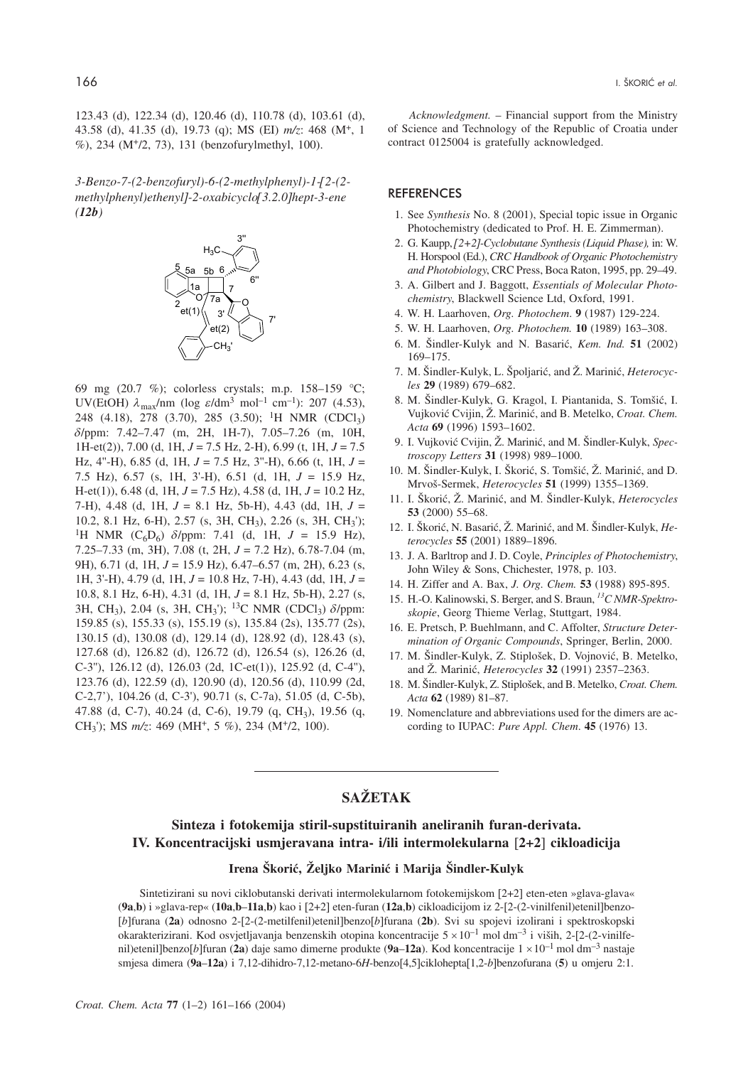123.43 (d), 122.34 (d), 120.46 (d), 110.78 (d), 103.61 (d), 43.58 (d), 41.35 (d), 19.73 (q); MS (EI) *m/z*: 468 ($M^+$, 1 %), 234 ($M^+$/2, 73), 131 (benzofurylmethyl, 100).

*3-Benzo-7-(2-benzofuryl)-6-(2-methylphenyl)-1-[2-(2-methylphenyl)ethenyl]-2-oxabicyclo[3.2.0]hept-3-ene (12b)*

69 mg (20.7 %); colorless crystals; m.p. 158–159 °C; UV(EtOH) $\lambda_{max}$/nm (log $\varepsilon$/dm$^3$ mol$^{-1}$ cm$^{-1}$): 207 (4.53), 248 (4.18), 278 (3.70), 285 (3.50); $^1$H NMR ($CDCl_3$) $\delta$/ppm: 7.42–7.47 (m, 2H, 1H-7), 7.05–7.26 (m, 10H, 1H-et(2)), 7.00 (d, 1H, $J$ = 7.5 Hz, 2-H), 6.99 (t, 1H, $J$ = 7.5 Hz, 4''-H), 6.85 (d, 1H, $J$ = 7.5 Hz, 3''-H), 6.66 (t, 1H, $J$ = 7.5 Hz), 6.57 (s, 1H, 3'-H), 6.51 (d, 1H, $J$ = 15.9 Hz, H-et(1)), 6.48 (d, 1H, $J$ = 7.5 Hz), 4.58 (d, 1H, $J$ = 10.2 Hz, 7-H), 4.48 (d, 1H, $J$ = 8.1 Hz, 5b-H), 4.43 (dd, 1H, $J$ = 10.2, 8.1 Hz, 6-H), 2.57 (s, 3H, $CH_3$), 2.26 (s, 3H, $CH_3$'); $^1$H NMR ($C_6D_6$) $\delta$/ppm: 7.41 (d, 1H, $J$ = 15.9 Hz), 7.25–7.33 (m, 3H), 7.08 (t, 2H, $J$ = 7.2 Hz), 6.78-7.04 (m, 9H), 6.71 (d, 1H, $J$ = 15.9 Hz), 6.47–6.57 (m, 2H), 6.23 (s, 1H, 3'-H), 4.79 (d, 1H, $J$ = 10.8 Hz, 7-H), 4.43 (dd, 1H, $J$ = 10.8, 8.1 Hz, 6-H), 4.31 (d, 1H, $J$ = 8.1 Hz, 5b-H), 2.27 (s, 3H, $CH_3$), 2.04 (s, 3H, $CH_3$'); $^{13}$C NMR ($CDCl_3$) $\delta$/ppm: 159.85 (s), 155.33 (s), 155.19 (s), 135.84 (2s), 135.77 (2s), 130.15 (d), 130.08 (d), 129.14 (d), 128.92 (d), 128.43 (s), 127.68 (d), 126.82 (d), 126.72 (d), 126.54 (s), 126.26 (d, C-3''), 126.12 (d), 126.03 (2d, 1C-et(1)), 125.92 (d, C-4''), 123.76 (d), 122.59 (d), 120.90 (d), 120.56 (d), 110.99 (2d, C-2,7'), 104.26 (d, C-3'), 90.71 (s, C-7a), 51.05 (d, C-5b), 47.88 (d, C-7), 40.24 (d, C-6), 19.79 (q, $CH_3$), 19.56 (q, $CH_3$'); MS *m/z*: 469 ($MH^+$, 5 %), 234 ($M^+$/2, 100).

*Acknowledgment.* – Financial support from the Ministry of Science and Technology of the Republic of Croatia under contract 0125004 is gratefully acknowledged.

## REFERENCES

1. See *Synthesis* No. 8 (2001), Special topic issue in Organic Photochemistry (dedicated to Prof. H. E. Zimmerman).
2. G. Kaupp, *[2+2]-Cyclobutane Synthesis (Liquid Phase),* in: W. H. Horspool (Ed.), *CRC Handbook of Organic Photochemistry and Photobiology*, CRC Press, Boca Raton, 1995, pp. 29–49.
3. A. Gilbert and J. Baggott, *Essentials of Molecular Photochemistry*, Blackwell Science Ltd, Oxford, 1991.
4. W. H. Laarhoven, *Org. Photochem.* **9** (1987) 129-224.
5. W. H. Laarhoven, *Org. Photochem.* **10** (1989) 163–308.
6. M. Šindler-Kulyk and N. Basarić, *Kem. Ind.* **51** (2002) 169–175.
7. M. Šindler-Kulyk, L. Špoljarić, and Ž. Marinić, *Heterocycles* **29** (1989) 679–682.
8. M. Šindler-Kulyk, G. Kragol, I. Piantanida, S. Tomšić, I. Vujković Cvijin, Ž. Marinić, and B. Metelko, *Croat. Chem. Acta* **69** (1996) 1593–1602.
9. I. Vujković Cvijin, Ž. Marinić, and M. Šindler-Kulyk, *Spectroscopy Letters* **31** (1998) 989–1000.
10. M. Šindler-Kulyk, I. Škorić, S. Tomšić, Ž. Marinić, and D. Mrvoš-Sermek, *Heterocycles* **51** (1999) 1355–1369.
11. I. Škorić, Ž. Marinić, and M. Šindler-Kulyk, *Heterocycles* **53** (2000) 55–68.
12. I. Škorić, N. Basarić, Ž. Marinić, and M. Šindler-Kulyk, *Heterocycles* **55** (2001) 1889–1896.
13. J. A. Barltrop and J. D. Coyle, *Principles of Photochemistry*, John Wiley & Sons, Chichester, 1978, p. 103.
14. H. Ziffer and A. Bax, *J. Org. Chem.* **53** (1988) 895-895.
15. H.-O. Kalinowski, S. Berger, and S. Braun, *$^{13}$C NMR-Spektroskopie*, Georg Thieme Verlag, Stuttgart, 1984.
16. E. Pretsch, P. Buehlmann, and C. Affolter, *Structure Determination of Organic Compounds*, Springer, Berlin, 2000.
17. M. Šindler-Kulyk, Z. Stiplošek, D. Vojnović, B. Metelko, and Ž. Marinić, *Heterocycles* **32** (1991) 2357–2363.
18. M. Šindler-Kulyk, Z. Stiplošek, and B. Metelko, *Croat. Chem. Acta* **62** (1989) 81–87.
19. Nomenclature and abbreviations used for the dimers are according to IUPAC: *Pure Appl. Chem*. **45** (1976) 13.

## SAŽETAK

### Sinteza i fotokemija stiril-supstituiranih aneliranih furan-derivata. IV. Koncentracijski usmjeravana intra- i/ili intermolekularna [2+2] cikloadicija

**Irena Škorić, Željko Marinić i Marija Šindler-Kulyk**

Sintetizirani su novi ciklobutanski derivati intermolekularnom fotokemijskom [2+2] eten-eten »glava-glava« (**9a**,**b**) i »glava-rep« (**10a**,**b**–**11a**,**b**) kao i [2+2] eten-furan (**12a**,**b**) cikloadicijom iz 2-[2-(2-vinilfenil)etenil]benzo-[*b*]furana (**2a**) odnosno 2-[2-(2-metilfenil)etenil]benzo[*b*]furana (**2b**). Svi su spojevi izolirani i spektroskopski okarakterizirani. Kod osvjetljavanja benzenskih otopina koncentracije $5 \times 10^{-1}$ mol dm$^{-3}$ i viših, 2-[2-(2-vinilfenil)etenil]benzo[*b*]furan (**2a**) daje samo dimerne produkte (**9a**–**12a**). Kod koncentracije $1 \times 10^{-1}$ mol dm$^{-3}$ nastaje smjesa dimera (**9a**–**12a**) i 7,12-dihidro-7,12-metano-6*H*-benzo[4,5]ciklohepta[1,2-*b*]benzofurana (**5**) u omjeru 2:1.